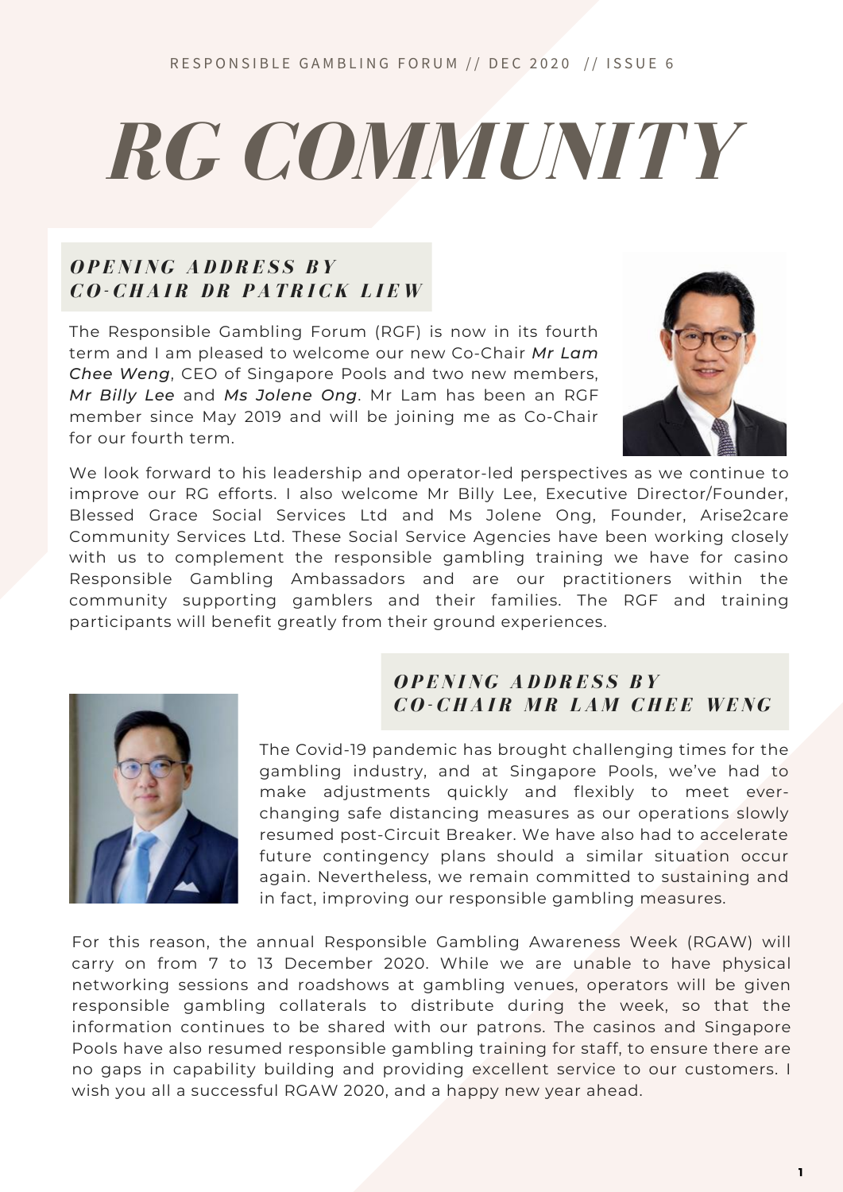RESPONSIBLE GAMBLING FORUM // DEC 2020 // ISSUE 6

# RG COMMUNITY

## *OPENING ADDRESS BY CO-CHAIR DR PATRICK LIEW*

The Responsible Gambling Forum (RGF) is now in its fourth term and I am pleased to welcome our new Co-Chair ***Mr Lam Chee Weng***, CEO of Singapore Pools and two new members, ***Mr Billy Lee*** and ***Ms Jolene Ong***. Mr Lam has been an RGF member since May 2019 and will be joining me as Co-Chair for our fourth term.

We look forward to his leadership and operator-led perspectives as we continue to improve our RG efforts. I also welcome Mr Billy Lee, Executive Director/Founder, Blessed Grace Social Services Ltd and Ms Jolene Ong, Founder, Arise2care Community Services Ltd. These Social Service Agencies have been working closely with us to complement the responsible gambling training we have for casino Responsible Gambling Ambassadors and are our practitioners within the community supporting gamblers and their families. The RGF and training participants will benefit greatly from their ground experiences.

## *OPENING ADDRESS BY CO-CHAIR MR LAM CHEE WENG*

The Covid-19 pandemic has brought challenging times for the gambling industry, and at Singapore Pools, we've had to make adjustments quickly and flexibly to meet ever-changing safe distancing measures as our operations slowly resumed post-Circuit Breaker. We have also had to accelerate future contingency plans should a similar situation occur again. Nevertheless, we remain committed to sustaining and in fact, improving our responsible gambling measures.

For this reason, the annual Responsible Gambling Awareness Week (RGAW) will carry on from 7 to 13 December 2020. While we are unable to have physical networking sessions and roadshows at gambling venues, operators will be given responsible gambling collaterals to distribute during the week, so that the information continues to be shared with our patrons. The casinos and Singapore Pools have also resumed responsible gambling training for staff, to ensure there are no gaps in capability building and providing excellent service to our customers. I wish you all a successful RGAW 2020, and a happy new year ahead.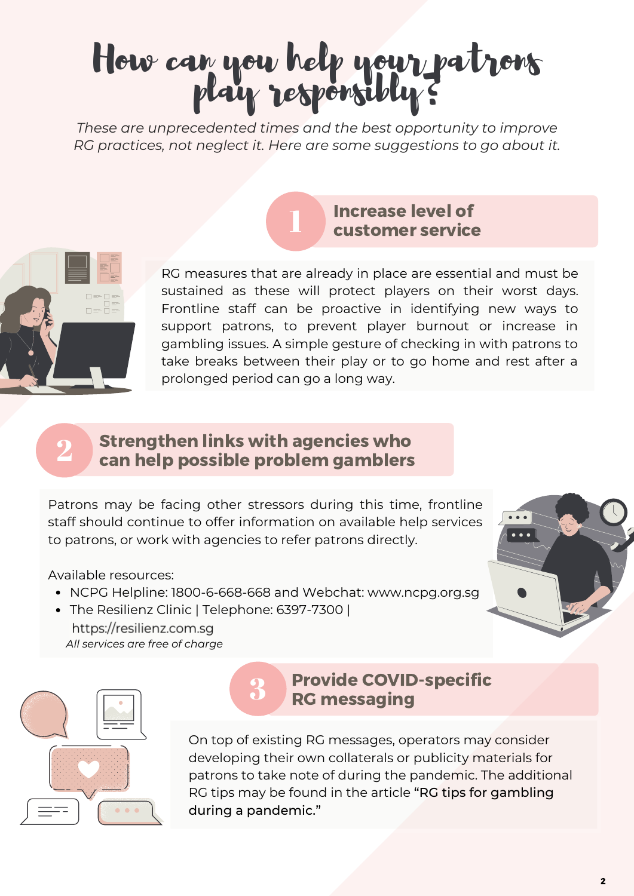# How can you help your patrons play responsibly?

*These are unprecedented times and the best opportunity to improve RG practices, not neglect it. Here are some suggestions to go about it.*

## 1 Increase level of customer service

RG measures that are already in place are essential and must be sustained as these will protect players on their worst days. Frontline staff can be proactive in identifying new ways to support patrons, to prevent player burnout or increase in gambling issues. A simple gesture of checking in with patrons to take breaks between their play or to go home and rest after a prolonged period can go a long way.

## 2 Strengthen links with agencies who can help possible problem gamblers

Patrons may be facing other stressors during this time, frontline staff should continue to offer information on available help services to patrons, or work with agencies to refer patrons directly.

Available resources:

- NCPG Helpline: 1800-6-668-668 and Webchat: www.ncpg.org.sg
- The Resilienz Clinic | Telephone: 6397-7300 | https://resilienz.com.sg

*All services are free of charge*

## 3 Provide COVID-specific RG messaging

On top of existing RG messages, operators may consider developing their own collaterals or publicity materials for patrons to take note of during the pandemic. The additional RG tips may be found in the article **"RG tips for gambling during a pandemic."**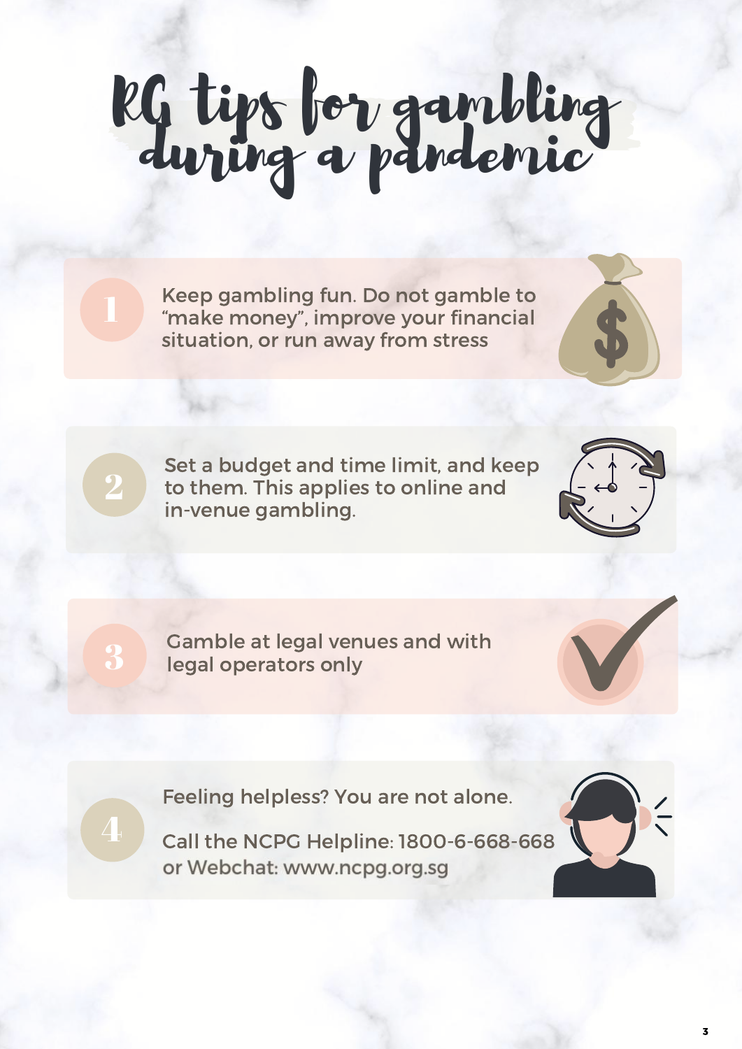# RG tips for gambling during a pandemic

1. Keep gambling fun. Do not gamble to "make money", improve your financial situation, or run away from stress

2. Set a budget and time limit, and keep to them. This applies to online and in-venue gambling.

3. Gamble at legal venues and with legal operators only

4. Feeling helpless? You are not alone.

   Call the NCPG Helpline: 1800-6-668-668 or Webchat: www.ncpg.org.sg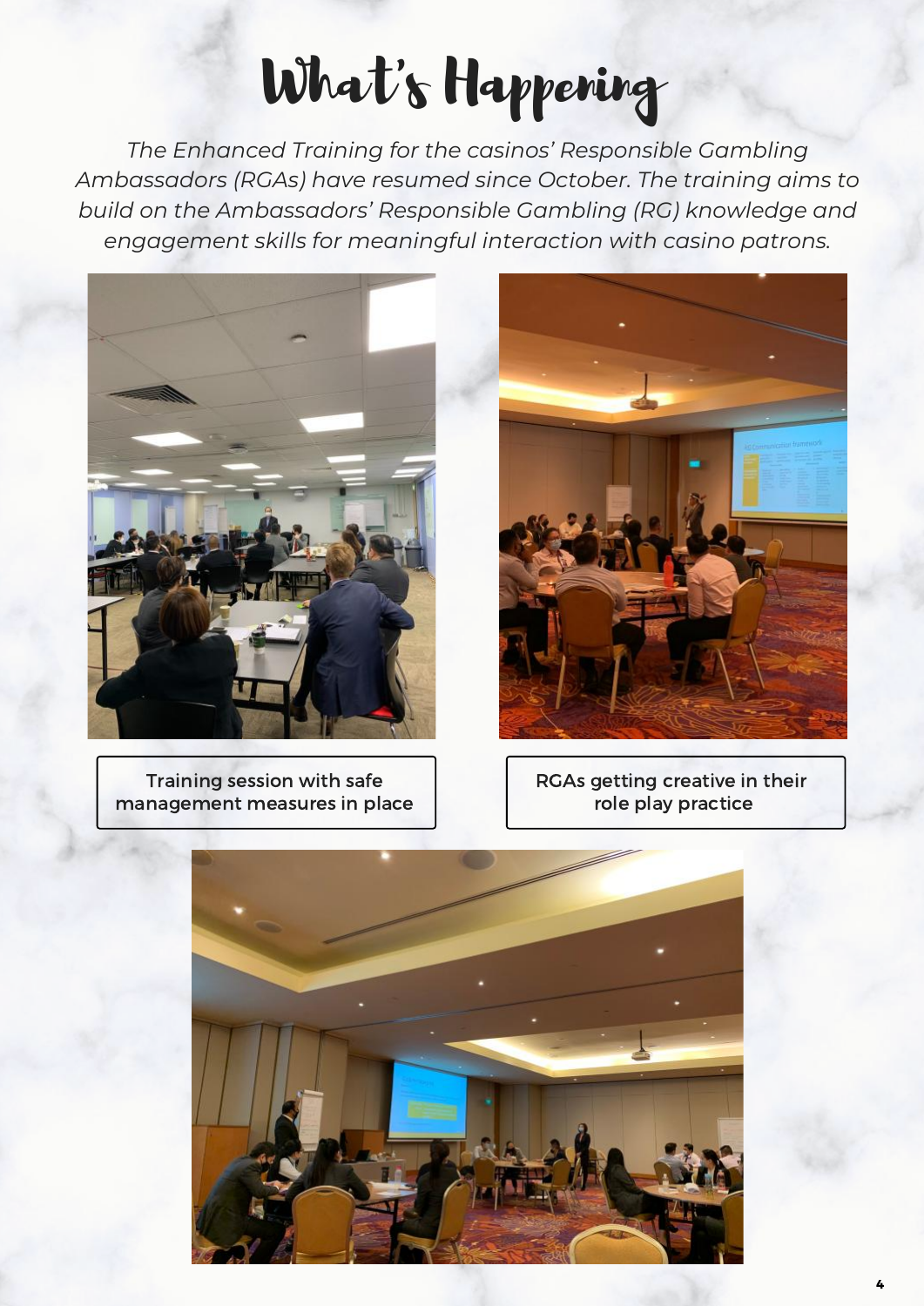# What's Happening

*The Enhanced Training for the casinos' Responsible Gambling Ambassadors (RGAs) have resumed since October. The training aims to build on the Ambassadors' Responsible Gambling (RG) knowledge and engagement skills for meaningful interaction with casino patrons.*

Training session with safe management measures in place

RGAs getting creative in their role play practice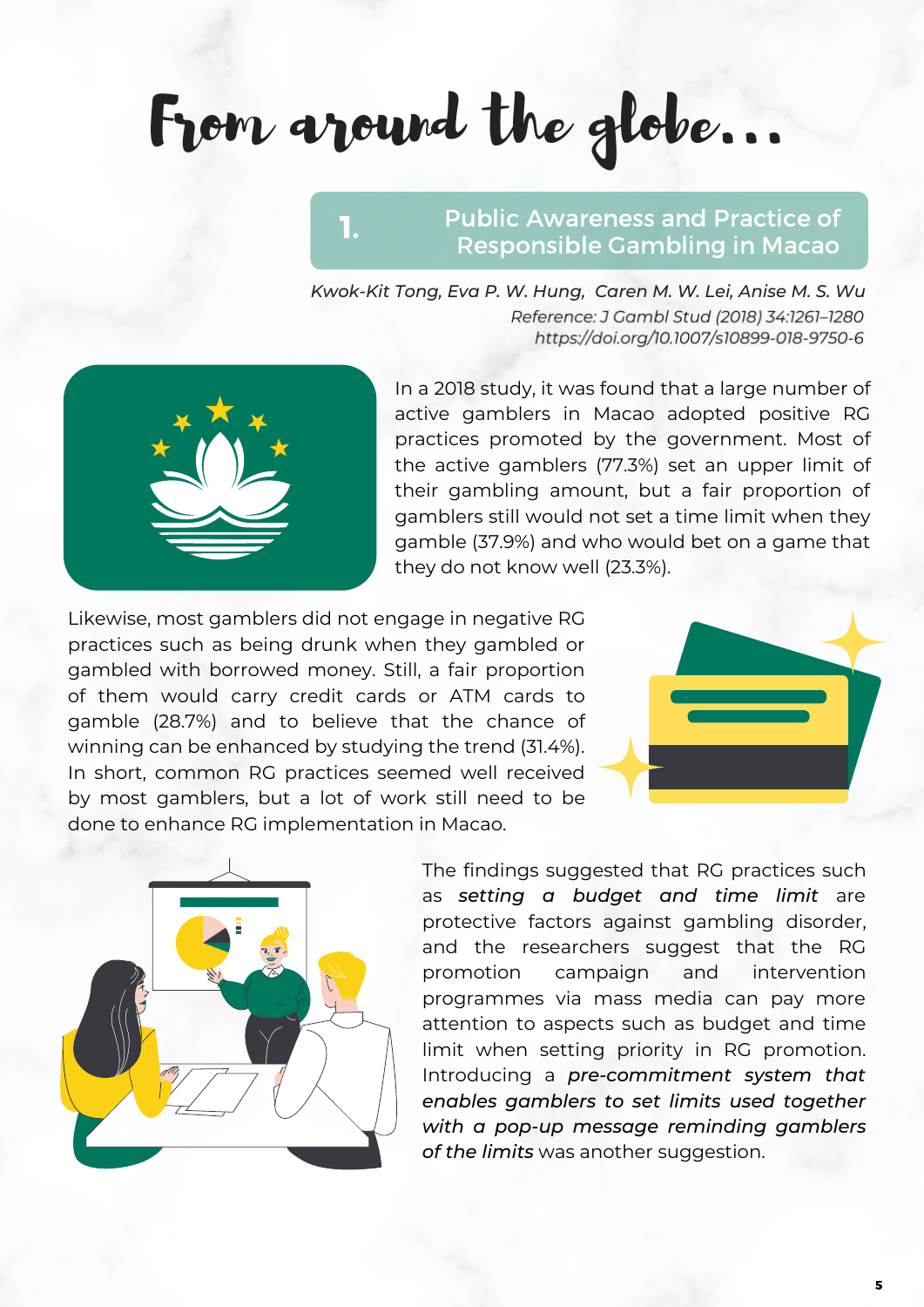# From around the globe...

## 1. Public Awareness and Practice of Responsible Gambling in Macao

*Kwok-Kit Tong, Eva P. W. Hung, Caren M. W. Lei, Anise M. S. Wu*

*Reference: J Gambl Stud (2018) 34:1261–1280*
*https://doi.org/10.1007/s10899-018-9750-6*

In a 2018 study, it was found that a large number of active gamblers in Macao adopted positive RG practices promoted by the government. Most of the active gamblers (77.3%) set an upper limit of their gambling amount, but a fair proportion of gamblers still would not set a time limit when they gamble (37.9%) and who would bet on a game that they do not know well (23.3%).

Likewise, most gamblers did not engage in negative RG practices such as being drunk when they gambled or gambled with borrowed money. Still, a fair proportion of them would carry credit cards or ATM cards to gamble (28.7%) and to believe that the chance of winning can be enhanced by studying the trend (31.4%). In short, common RG practices seemed well received by most gamblers, but a lot of work still need to be done to enhance RG implementation in Macao.

The findings suggested that RG practices such as *setting a budget and time limit* are protective factors against gambling disorder, and the researchers suggest that the RG promotion campaign and intervention programmes via mass media can pay more attention to aspects such as budget and time limit when setting priority in RG promotion. Introducing a *pre-commitment system that enables gamblers to set limits used together with a pop-up message reminding gamblers of the limits* was another suggestion.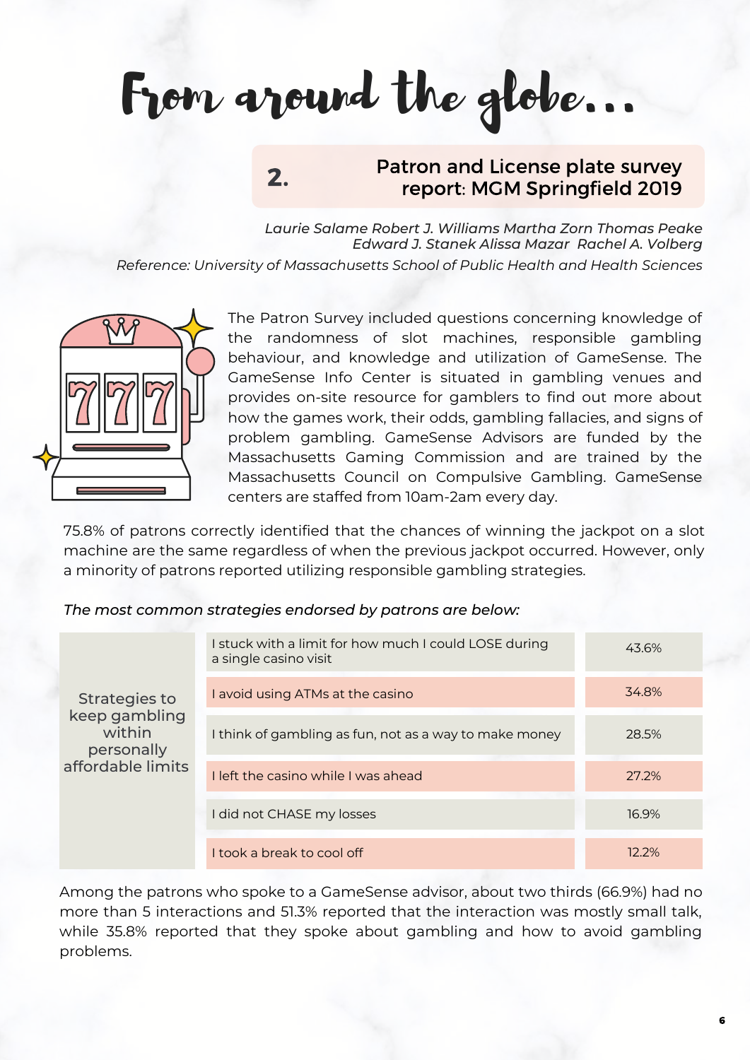# From around the globe...

## 2. Patron and License plate survey report: MGM Springfield 2019

*Laurie Salame Robert J. Williams Martha Zorn Thomas Peake Edward J. Stanek Alissa Mazar Rachel A. Volberg*

*Reference: University of Massachusetts School of Public Health and Health Sciences*

The Patron Survey included questions concerning knowledge of the randomness of slot machines, responsible gambling behaviour, and knowledge and utilization of GameSense. The GameSense Info Center is situated in gambling venues and provides on-site resource for gamblers to find out more about how the games work, their odds, gambling fallacies, and signs of problem gambling. GameSense Advisors are funded by the Massachusetts Gaming Commission and are trained by the Massachusetts Council on Compulsive Gambling. GameSense centers are staffed from 10am-2am every day.

75.8% of patrons correctly identified that the chances of winning the jackpot on a slot machine are the same regardless of when the previous jackpot occurred. However, only a minority of patrons reported utilizing responsible gambling strategies.

*The most common strategies endorsed by patrons are below:*

| Strategies to keep gambling within personally affordable limits | Strategy | % |
|---|---|---|
| | I stuck with a limit for how much I could LOSE during a single casino visit | 43.6% |
| | I avoid using ATMs at the casino | 34.8% |
| | I think of gambling as fun, not as a way to make money | 28.5% |
| | I left the casino while I was ahead | 27.2% |
| | I did not CHASE my losses | 16.9% |
| | I took a break to cool off | 12.2% |

Among the patrons who spoke to a GameSense advisor, about two thirds (66.9%) had no more than 5 interactions and 51.3% reported that the interaction was mostly small talk, while 35.8% reported that they spoke about gambling and how to avoid gambling problems.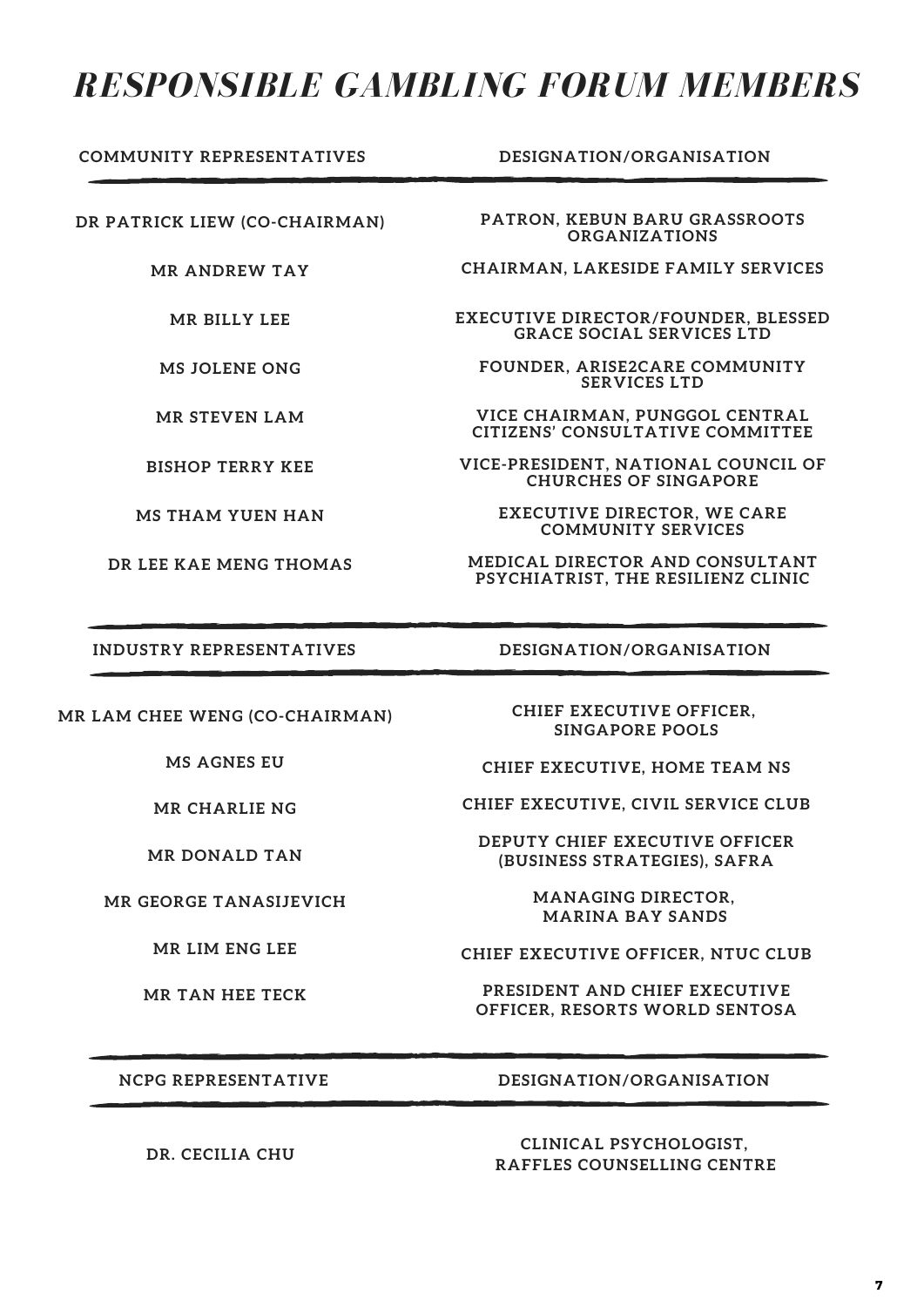# *RESPONSIBLE GAMBLING FORUM MEMBERS*

| COMMUNITY REPRESENTATIVES | DESIGNATION/ORGANISATION |
| --- | --- |
| DR PATRICK LIEW (CO-CHAIRMAN) | PATRON, KEBUN BARU GRASSROOTS ORGANIZATIONS |
| MR ANDREW TAY | CHAIRMAN, LAKESIDE FAMILY SERVICES |
| MR BILLY LEE | EXECUTIVE DIRECTOR/FOUNDER, BLESSED GRACE SOCIAL SERVICES LTD |
| MS JOLENE ONG | FOUNDER, ARISE2CARE COMMUNITY SERVICES LTD |
| MR STEVEN LAM | VICE CHAIRMAN, PUNGGOL CENTRAL CITIZENS' CONSULTATIVE COMMITTEE |
| BISHOP TERRY KEE | VICE-PRESIDENT, NATIONAL COUNCIL OF CHURCHES OF SINGAPORE |
| MS THAM YUEN HAN | EXECUTIVE DIRECTOR, WE CARE COMMUNITY SERVICES |
| DR LEE KAE MENG THOMAS | MEDICAL DIRECTOR AND CONSULTANT PSYCHIATRIST, THE RESILIENZ CLINIC |

| INDUSTRY REPRESENTATIVES | DESIGNATION/ORGANISATION |
| --- | --- |
| MR LAM CHEE WENG (CO-CHAIRMAN) | CHIEF EXECUTIVE OFFICER, SINGAPORE POOLS |
| MS AGNES EU | CHIEF EXECUTIVE, HOME TEAM NS |
| MR CHARLIE NG | CHIEF EXECUTIVE, CIVIL SERVICE CLUB |
| MR DONALD TAN | DEPUTY CHIEF EXECUTIVE OFFICER (BUSINESS STRATEGIES), SAFRA |
| MR GEORGE TANASIJEVICH | MANAGING DIRECTOR, MARINA BAY SANDS |
| MR LIM ENG LEE | CHIEF EXECUTIVE OFFICER, NTUC CLUB |
| MR TAN HEE TECK | PRESIDENT AND CHIEF EXECUTIVE OFFICER, RESORTS WORLD SENTOSA |

| NCPG REPRESENTATIVE | DESIGNATION/ORGANISATION |
| --- | --- |
| DR. CECILIA CHU | CLINICAL PSYCHOLOGIST, RAFFLES COUNSELLING CENTRE |